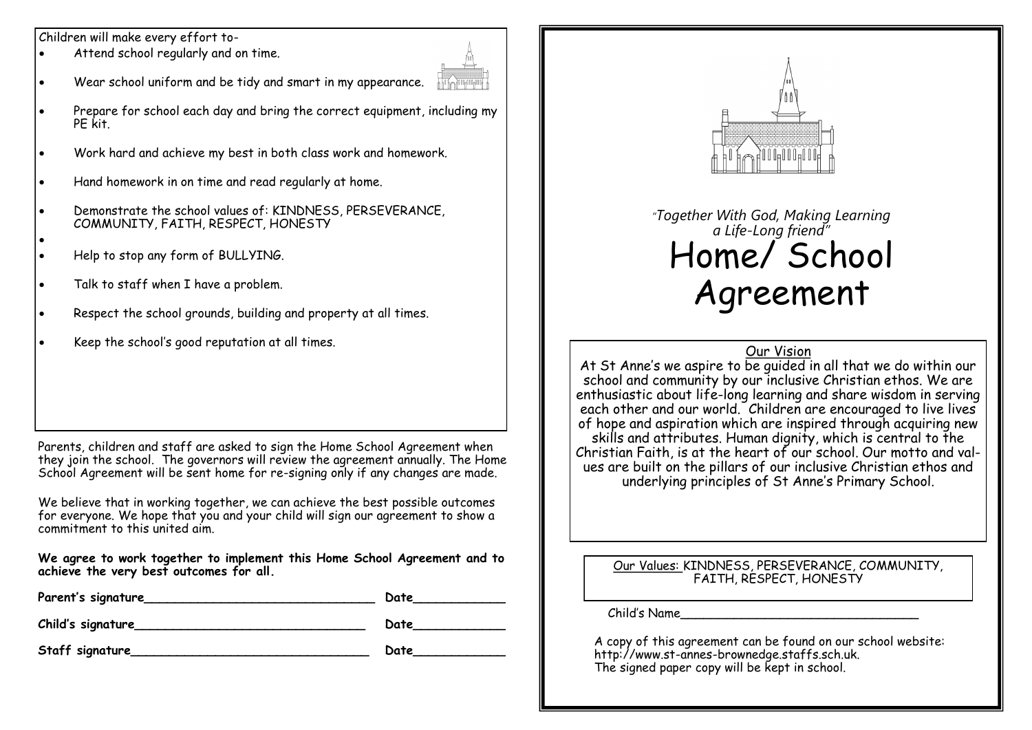Children will make every effort to-

- Attend school regularly and on time.
- Wear school uniform and be tidy and smart in my appearance.
- Prepare for school each day and bring the correct equipment, including my PE kit.
- Work hard and achieve my best in both class work and homework.
- Hand homework in on time and read regularly at home.
- Demonstrate the school values of: KINDNESS, PERSEVERANCE, COMMUNITY, FAITH, RESPECT, HONESTY
- Help to stop any form of BULLYING.
- Talk to staff when I have a problem.
- Respect the school grounds, building and property at all times.
- Keep the school's good reputation at all times.

Parents, children and staff are asked to sign the Home School Agreement when they join the school. The governors will review the agreement annually. The Home School Agreement will be sent home for re-signing only if any changes are made.

We believe that in working together, we can achieve the best possible outcomes for everyone. We hope that you and your child will sign our agreement to show a commitment to this united aim.

**We agree to work together to implement this Home School Agreement and to achieve the very best outcomes for all.**

**Parent's signature**_______________________________ **Date**____________

**Child's signature**_______________________________ **Date**____________

**Staff signature**_______________________________ **Date**____________

*"Together With God, Making Learning a Life-Long friend"*

# Home/ School Agreement

## Our Vision

At St Anne's we aspire to be guided in all that we do within our school and community by our inclusive Christian ethos. We are enthusiastic about life-long learning and share wisdom in serving each other and our world. Children are encouraged to live lives of hope and aspiration which are inspired through acquiring new skills and attributes. Human dignity, which is central to the Christian Faith, is at the heart of our school. Our motto and values are built on the pillars of our inclusive Christian ethos and underlying principles of St Anne's Primary School.

Our Values: KINDNESS, PERSEVERANCE, COMMUNITY, FAITH, RESPECT, HONESTY

Child's Name_______________________________

A copy of this agreement can be found on our school website: http://www.st-annes-brownedge.staffs.sch.uk.
The signed paper copy will be kept in school.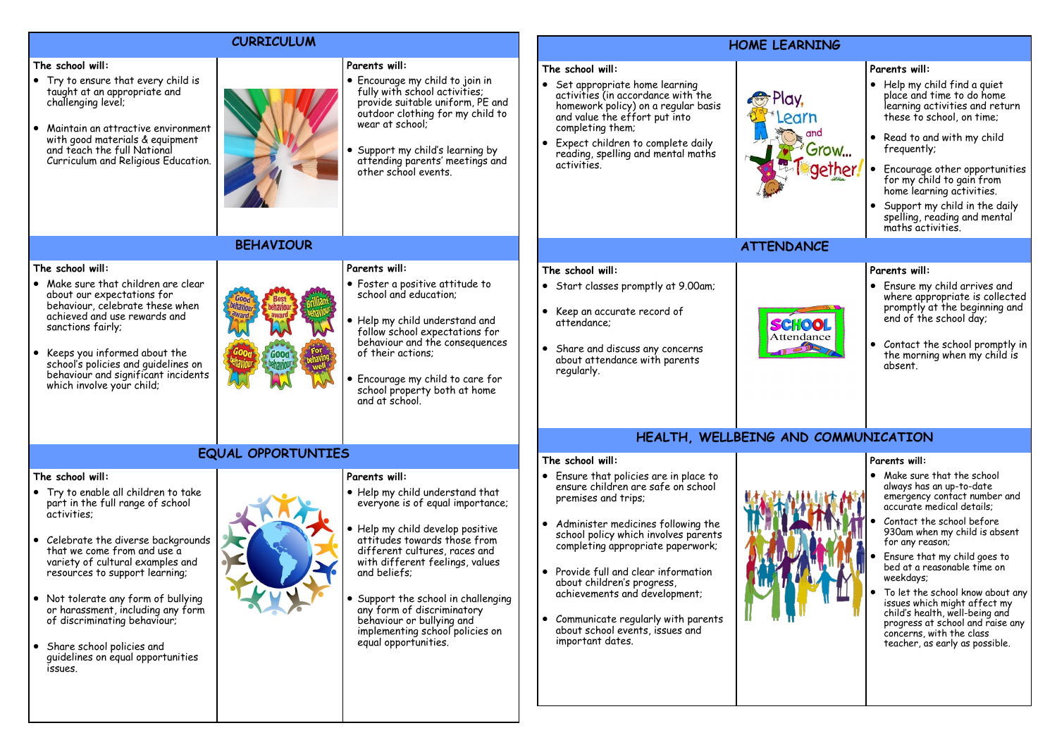## CURRICULUM

**The school will:**

- Try to ensure that every child is taught at an appropriate and challenging level;
- Maintain an attractive environment with good materials & equipment and teach the full National Curriculum and Religious Education.

**Parents will:**

- Encourage my child to join in fully with school activities; provide suitable uniform, PE and outdoor clothing for my child to wear at school;
- Support my child's learning by attending parents' meetings and other school events.

## BEHAVIOUR

**The school will:**

- Make sure that children are clear about our expectations for behaviour, celebrate these when achieved and use rewards and sanctions fairly;
- Keeps you informed about the school's policies and guidelines on behaviour and significant incidents which involve your child;

**Parents will:**

- Foster a positive attitude to school and education;
- Help my child understand and follow school expectations for behaviour and the consequences of their actions;
- Encourage my child to care for school property both at home and at school.

## EQUAL OPPORTUNTIES

**The school will:**

- Try to enable all children to take part in the full range of school activities;
- Celebrate the diverse backgrounds that we come from and use a variety of cultural examples and resources to support learning;
- Not tolerate any form of bullying or harassment, including any form of discriminating behaviour;
- Share school policies and guidelines on equal opportunities issues.

**Parents will:**

- Help my child understand that everyone is of equal importance;
- Help my child develop positive attitudes towards those from different cultures, races and with different feelings, values and beliefs;
- Support the school in challenging any form of discriminatory behaviour or bullying and implementing school policies on equal opportunities.

## HOME LEARNING

**The school will:**

- Set appropriate home learning activities (in accordance with the homework policy) on a regular basis and value the effort put into completing them;
- Expect children to complete daily reading, spelling and mental maths activities.

**Parents will:**

- Help my child find a quiet place and time to do home learning activities and return these to school, on time;
- Read to and with my child frequently;
- Encourage other opportunities for my child to gain from home learning activities.
- Support my child in the daily spelling, reading and mental maths activities.

## ATTENDANCE

**The school will:**

- Start classes promptly at 9.00am;
- Keep an accurate record of attendance;
- Share and discuss any concerns about attendance with parents regularly.

**Parents will:**

- Ensure my child arrives and where appropriate is collected promptly at the beginning and end of the school day;
- Contact the school promptly in the morning when my child is absent.

## HEALTH, WELLBEING AND COMMUNICATION

**The school will:**

- Ensure that policies are in place to ensure children are safe on school premises and trips;
- Administer medicines following the school policy which involves parents completing appropriate paperwork;
- Provide full and clear information about children's progress, achievements and development;
- Communicate regularly with parents about school events, issues and important dates.

**Parents will:**

- Make sure that the school always has an up-to-date emergency contact number and accurate medical details;
- Contact the school before 930am when my child is absent for any reason;
- Ensure that my child goes to bed at a reasonable time on weekdays;
- To let the school know about any issues which might affect my child's health, well-being and progress at school and raise any concerns, with the class teacher, as early as possible.